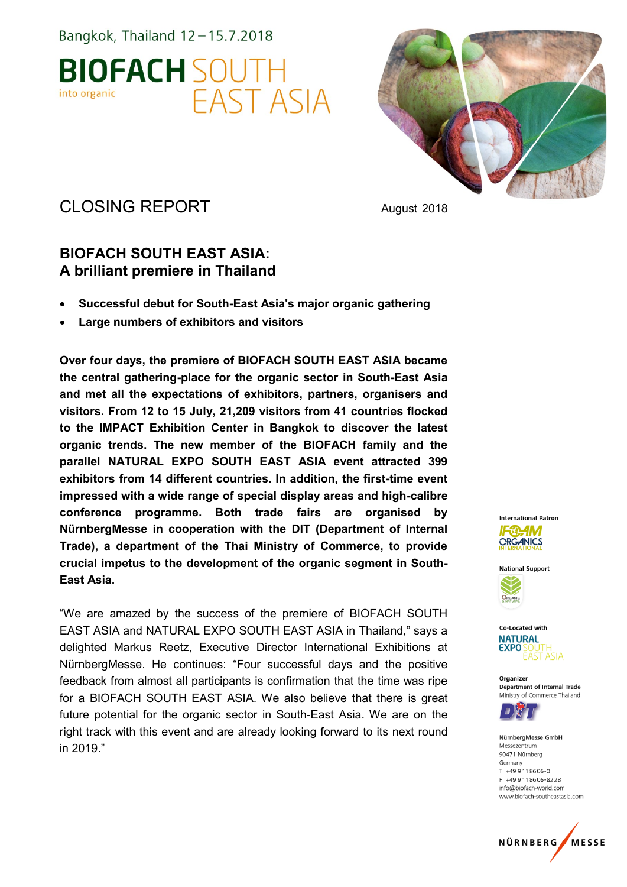Bangkok, Thailand 12 – 15.7.2018

# BIOFACH SOUTH EAST ASIA

into organic

CLOSING REPORT

August 2018

## BIOFACH SOUTH EAST ASIA: A brilliant premiere in Thailand

- **Successful debut for South-East Asia's major organic gathering**
- **Large numbers of exhibitors and visitors**

**Over four days, the premiere of BIOFACH SOUTH EAST ASIA became the central gathering-place for the organic sector in South-East Asia and met all the expectations of exhibitors, partners, organisers and visitors. From 12 to 15 July, 21,209 visitors from 41 countries flocked to the IMPACT Exhibition Center in Bangkok to discover the latest organic trends. The new member of the BIOFACH family and the parallel NATURAL EXPO SOUTH EAST ASIA event attracted 399 exhibitors from 14 different countries. In addition, the first-time event impressed with a wide range of special display areas and high-calibre conference programme. Both trade fairs are organised by NürnbergMesse in cooperation with the DIT (Department of Internal Trade), a department of the Thai Ministry of Commerce, to provide crucial impetus to the development of the organic segment in South-East Asia.**

"We are amazed by the success of the premiere of BIOFACH SOUTH EAST ASIA and NATURAL EXPO SOUTH EAST ASIA in Thailand," says a delighted Markus Reetz, Executive Director International Exhibitions at NürnbergMesse. He continues: "Four successful days and the positive feedback from almost all participants is confirmation that the time was ripe for a BIOFACH SOUTH EAST ASIA. We also believe that there is great future potential for the organic sector in South-East Asia. We are on the right track with this event and are already looking forward to its next round in 2019."

International Patron
IFOAM ORGANICS INTERNATIONAL

National Support

Co-Located with
NATURAL EXPO SOUTH EAST ASIA

Organizer
Department of Internal Trade
Ministry of Commerce Thailand

NürnbergMesse GmbH
Messezentrum
90471 Nürnberg
Germany
T +49 9 11 86 06-0
F +49 9 11 86 06-82 28
info@biofach-world.com
www.biofach-southeastasia.com

NÜRNBERG MESSE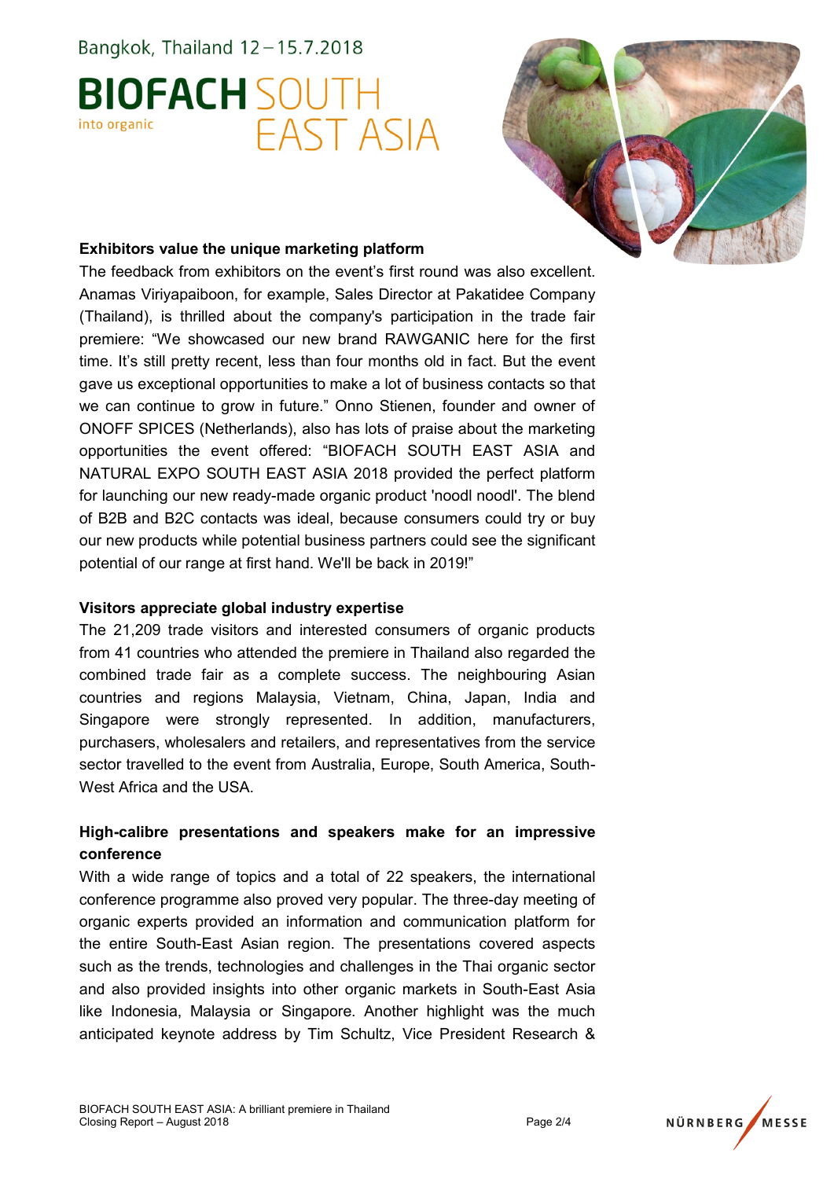## Exhibitors value the unique marketing platform

The feedback from exhibitors on the event's first round was also excellent. Anamas Viriyapaiboon, for example, Sales Director at Pakatidee Company (Thailand), is thrilled about the company's participation in the trade fair premiere: "We showcased our new brand RAWGANIC here for the first time. It's still pretty recent, less than four months old in fact. But the event gave us exceptional opportunities to make a lot of business contacts so that we can continue to grow in future." Onno Stienen, founder and owner of ONOFF SPICES (Netherlands), also has lots of praise about the marketing opportunities the event offered: "BIOFACH SOUTH EAST ASIA and NATURAL EXPO SOUTH EAST ASIA 2018 provided the perfect platform for launching our new ready-made organic product 'noodl noodl'. The blend of B2B and B2C contacts was ideal, because consumers could try or buy our new products while potential business partners could see the significant potential of our range at first hand. We'll be back in 2019!"

## Visitors appreciate global industry expertise

The 21,209 trade visitors and interested consumers of organic products from 41 countries who attended the premiere in Thailand also regarded the combined trade fair as a complete success. The neighbouring Asian countries and regions Malaysia, Vietnam, China, Japan, India and Singapore were strongly represented. In addition, manufacturers, purchasers, wholesalers and retailers, and representatives from the service sector travelled to the event from Australia, Europe, South America, South-West Africa and the USA.

## High-calibre presentations and speakers make for an impressive conference

With a wide range of topics and a total of 22 speakers, the international conference programme also proved very popular. The three-day meeting of organic experts provided an information and communication platform for the entire South-East Asian region. The presentations covered aspects such as the trends, technologies and challenges in the Thai organic sector and also provided insights into other organic markets in South-East Asia like Indonesia, Malaysia or Singapore. Another highlight was the much anticipated keynote address by Tim Schultz, Vice President Research &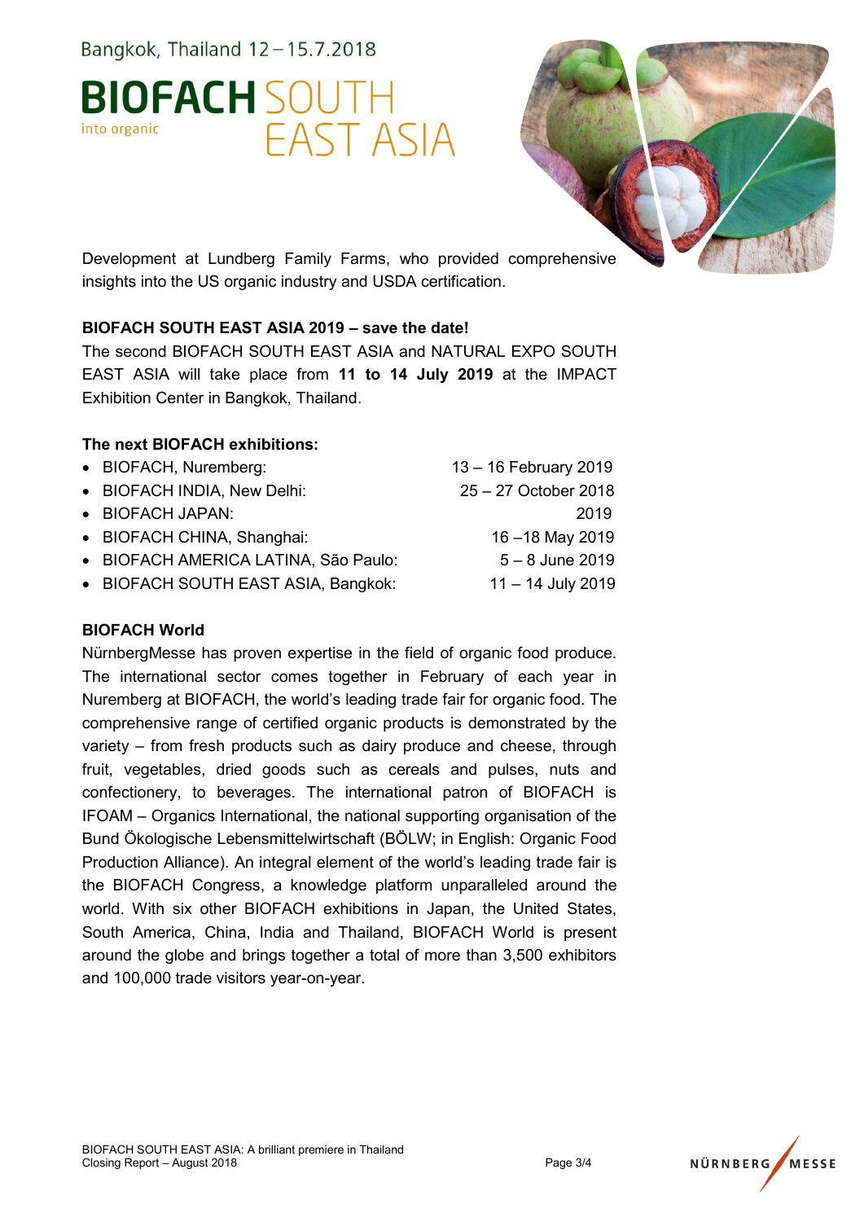Development at Lundberg Family Farms, who provided comprehensive insights into the US organic industry and USDA certification.

**BIOFACH SOUTH EAST ASIA 2019 – save the date!**

The second BIOFACH SOUTH EAST ASIA and NATURAL EXPO SOUTH EAST ASIA will take place from **11 to 14 July 2019** at the IMPACT Exhibition Center in Bangkok, Thailand.

**The next BIOFACH exhibitions:**

- BIOFACH, Nuremberg: 13 – 16 February 2019
- BIOFACH INDIA, New Delhi: 25 – 27 October 2018
- BIOFACH JAPAN: 2019
- BIOFACH CHINA, Shanghai: 16 –18 May 2019
- BIOFACH AMERICA LATINA, São Paulo: 5 – 8 June 2019
- BIOFACH SOUTH EAST ASIA, Bangkok: 11 – 14 July 2019

**BIOFACH World**

NürnbergMesse has proven expertise in the field of organic food produce. The international sector comes together in February of each year in Nuremberg at BIOFACH, the world's leading trade fair for organic food. The comprehensive range of certified organic products is demonstrated by the variety – from fresh products such as dairy produce and cheese, through fruit, vegetables, dried goods such as cereals and pulses, nuts and confectionery, to beverages. The international patron of BIOFACH is IFOAM – Organics International, the national supporting organisation of the Bund Ökologische Lebensmittelwirtschaft (BÖLW; in English: Organic Food Production Alliance). An integral element of the world's leading trade fair is the BIOFACH Congress, a knowledge platform unparalleled around the world. With six other BIOFACH exhibitions in Japan, the United States, South America, China, India and Thailand, BIOFACH World is present around the globe and brings together a total of more than 3,500 exhibitors and 100,000 trade visitors year-on-year.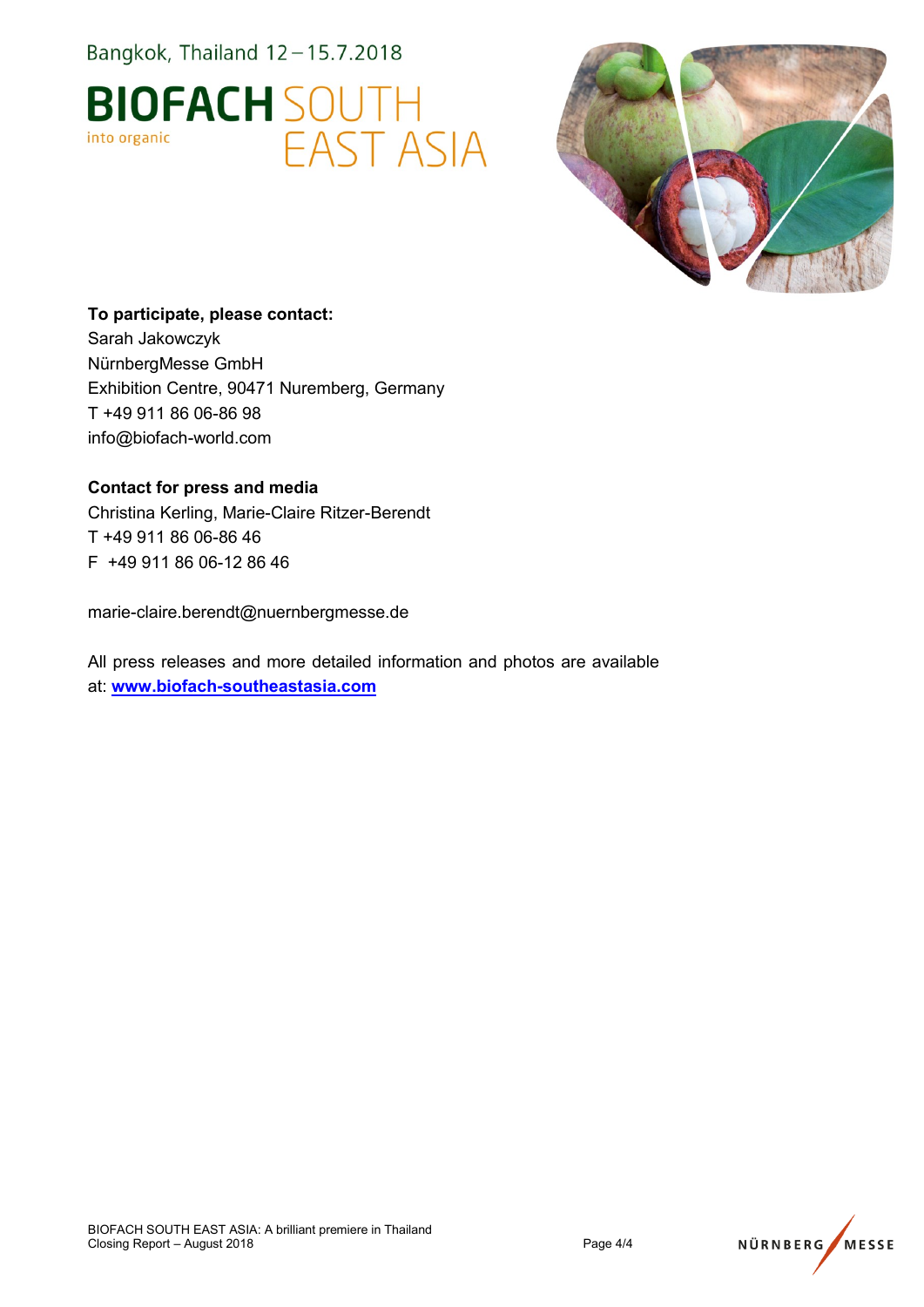**To participate, please contact:**
Sarah Jakowczyk
NürnbergMesse GmbH
Exhibition Centre, 90471 Nuremberg, Germany
T +49 911 86 06-86 98
info@biofach-world.com

**Contact for press and media**
Christina Kerling, Marie-Claire Ritzer-Berendt
T +49 911 86 06-86 46
F +49 911 86 06-12 86 46

marie-claire.berendt@nuernbergmesse.de

All press releases and more detailed information and photos are available at: **www.biofach-southeastasia.com**